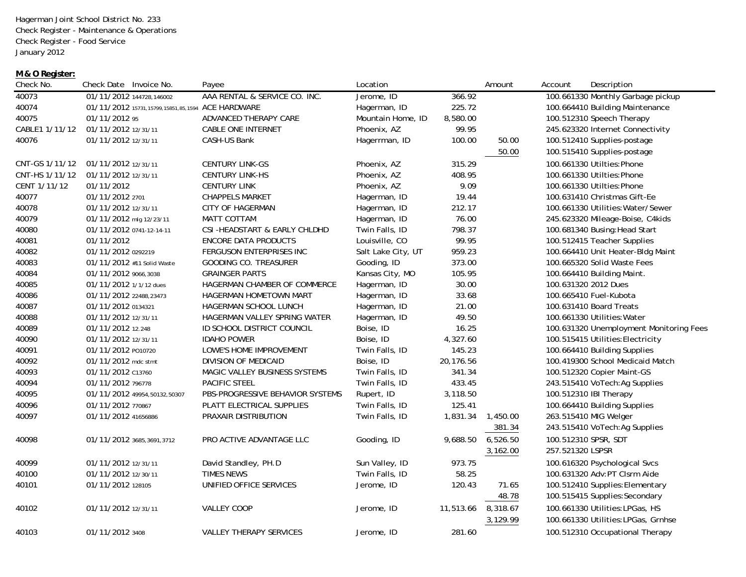Hagerman Joint School District No. 233
Check Register - Maintenance & Operations
Check Register - Food Service
January 2012

**M & O Register:**

| Check No. | Check Date | Invoice No. | Payee | Location | | Amount | Account | Description |
|---|---|---|---|---|---|---|---|---|
| 40073 | 01/11/2012 | 144728,146002 | AAA RENTAL & SERVICE CO. INC. | Jerome, ID | 366.92 | | 100.661330 | Monthly Garbage pickup |
| 40074 | 01/11/2012 | 15731,15799,15851,85,1594 | ACE HARDWARE | Hagerman, ID | 225.72 | | 100.664410 | Building Maintenance |
| 40075 | 01/11/2012 | 95 | ADVANCED THERAPY CARE | Mountain Home, ID | 8,580.00 | | 100.512310 | Speech Therapy |
| CABLE1 1/11/12 | 01/11/2012 | 12/31/11 | CABLE ONE INTERNET | Phoenix, AZ | 99.95 | | 245.623320 | Internet Connectivity |
| 40076 | 01/11/2012 | 12/31/11 | CASH-US Bank | Hagerrman, ID | 100.00 | 50.00 | 100.512410 | Supplies-postage |
| | | | | | | 50.00 | 100.515410 | Supplies-postage |
| CNT-GS 1/11/12 | 01/11/2012 | 12/31/11 | CENTURY LINK-GS | Phoenix, AZ | 315.29 | | 100.661330 | Utiltlies:Phone |
| CNT-HS 1/11/12 | 01/11/2012 | 12/31/11 | CENTURY LINK-HS | Phoenix, AZ | 408.95 | | 100.661330 | Utiltlies:Phone |
| CENT 1/11/12 | 01/11/2012 | | CENTURY LINK | Phoenix, AZ | 9.09 | | 100.661330 | Utiltlies:Phone |
| 40077 | 01/11/2012 | 2701 | CHAPPELS MARKET | Hagerman, ID | 19.44 | | 100.631410 | Christmas Gift-Ee |
| 40078 | 01/11/2012 | 12/31/11 | CITY OF HAGERMAN | Hagerman, ID | 212.17 | | 100.661330 | Utilities:Water/Sewer |
| 40079 | 01/11/2012 | mlg 12/23/11 | MATT COTTAM | Hagerman, ID | 76.00 | | 245.623320 | Mileage-Boise, C4kids |
| 40080 | 01/11/2012 | 0741-12-14-11 | CSI -HEADSTART & EARLY CHLDHD | Twin Falls, ID | 798.37 | | 100.681340 | Busing:Head Start |
| 40081 | 01/11/2012 | | ENCORE DATA PRODUCTS | Louisville, CO | 99.95 | | 100.512415 | Teacher Supplies |
| 40082 | 01/11/2012 | 0292219 | FERGUSON ENTERPRISES INC | Salt Lake City, UT | 959.23 | | 100.664410 | Unit Heater-Bldg Maint |
| 40083 | 01/11/2012 | #11 Solid Waste | GOODING CO. TREASURER | Gooding, ID | 373.00 | | 100.665320 | Solid Waste Fees |
| 40084 | 01/11/2012 | 9066,3038 | GRAINGER PARTS | Kansas City, MO | 105.95 | | 100.664410 | Building Maint. |
| 40085 | 01/11/2012 | 1/1/12 dues | HAGERMAN CHAMBER OF COMMERCE | Hagerman, ID | 30.00 | | 100.631320 | 2012 Dues |
| 40086 | 01/11/2012 | 22488,23473 | HAGERMAN HOMETOWN MART | Hagerman, ID | 33.68 | | 100.665410 | Fuel-Kubota |
| 40087 | 01/11/2012 | 0134321 | HAGERMAN SCHOOL LUNCH | Hagerman, ID | 21.00 | | 100.631410 | Board Treats |
| 40088 | 01/11/2012 | 12/31/11 | HAGERMAN VALLEY SPRING WATER | Hagerman, ID | 49.50 | | 100.661330 | Utilities:Water |
| 40089 | 01/11/2012 | 12.248 | ID SCHOOL DISTRICT COUNCIL | Boise, ID | 16.25 | | 100.631320 | Unemployment Monitoring Fees |
| 40090 | 01/11/2012 | 12/31/11 | IDAHO POWER | Boise, ID | 4,327.60 | | 100.515415 | Utilities:Electricity |
| 40091 | 01/11/2012 | PO10720 | LOWE'S HOME IMPROVEMENT | Twin Falls, ID | 145.23 | | 100.664410 | Building Supplies |
| 40092 | 01/11/2012 | mdc stmt | DIVISION OF MEDICAID | Boise, ID | 20,176.56 | | 100.419300 | School Medicaid Match |
| 40093 | 01/11/2012 | C13760 | MAGIC VALLEY BUSINESS SYSTEMS | Twin Falls, ID | 341.34 | | 100.512320 | Copier Maint-GS |
| 40094 | 01/11/2012 | 796778 | PACIFIC STEEL | Twin Falls, ID | 433.45 | | 243.515410 | VoTech:Ag Supplies |
| 40095 | 01/11/2012 | 49954,50132,50307 | PBS-PROGRESSIVE BEHAVIOR SYSTEMS | Rupert, ID | 3,118.50 | | 100.512310 | IBI Therapy |
| 40096 | 01/11/2012 | 770867 | PLATT ELECTRICAL SUPPLIES | Twin Falls, ID | 125.41 | | 100.664410 | Building Supplies |
| 40097 | 01/11/2012 | 41656886 | PRAXAIR DISTRIBUTION | Twin Falls, ID | 1,831.34 | 1,450.00 | 263.515410 | MIG Welger |
| | | | | | | 381.34 | 243.515410 | VoTech:Ag Supplies |
| 40098 | 01/11/2012 | 3685,3691,3712 | PRO ACTIVE ADVANTAGE LLC | Gooding, ID | 9,688.50 | 6,526.50 | 100.512310 | SPSR, SDT |
| | | | | | | 3,162.00 | 257.521320 | LSPSR |
| 40099 | 01/11/2012 | 12/31/11 | David Standley, PH.D | Sun Valley, ID | 973.75 | | 100.616320 | Psychological Svcs |
| 40100 | 01/11/2012 | 12/30/11 | TIMES NEWS | Twin Falls, ID | 58.25 | | 100.631320 | Adv:PT Clsrm Aide |
| 40101 | 01/11/2012 | 128105 | UNIFIED OFFICE SERVICES | Jerome, ID | 120.43 | 71.65 | 100.512410 | Supplies:Elementary |
| | | | | | | 48.78 | 100.515415 | Supplies:Secondary |
| 40102 | 01/11/2012 | 12/31/11 | VALLEY COOP | Jerome, ID | 11,513.66 | 8,318.67 | 100.661330 | Utilities:LPGas, HS |
| | | | | | | 3,129.99 | 100.661330 | Utilities:LPGas, Grnhse |
| 40103 | 01/11/2012 | 3408 | VALLEY THERAPY SERVICES | Jerome, ID | 281.60 | | 100.512310 | Occupational Therapy |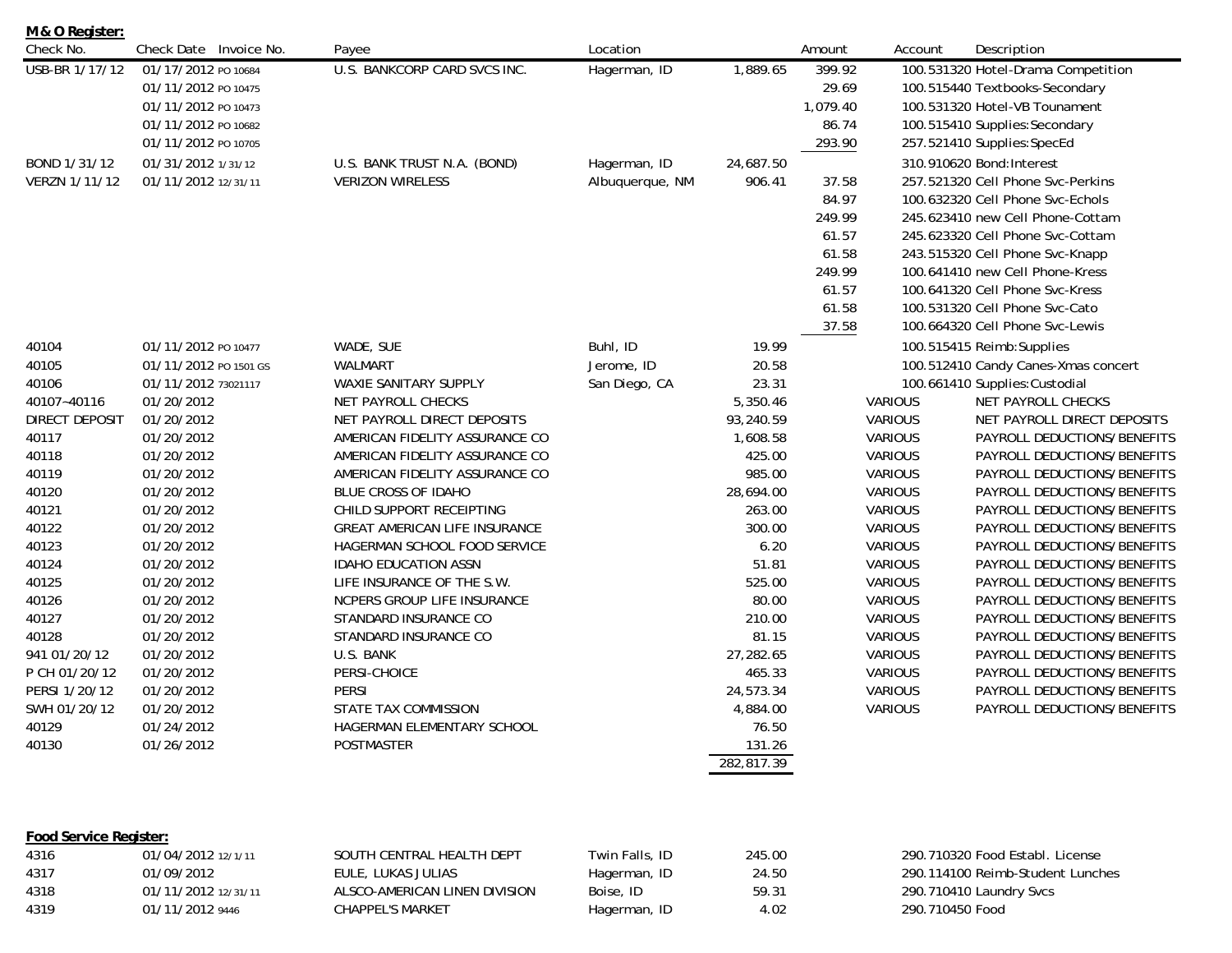**M & O Register:**

| Check No. | Check Date | Invoice No. | Payee | Location | | Amount | Account | Description |
|---|---|---|---|---|---|---|---|---|
| USB-BR 1/17/12 | 01/17/2012 | PO 10684 | U.S. BANKCORP CARD SVCS INC. | Hagerman, ID | 1,889.65 | 399.92 | 100.531320 | Hotel-Drama Competition |
| | 01/11/2012 | PO 10475 | | | | 29.69 | 100.515440 | Textbooks-Secondary |
| | 01/11/2012 | PO 10473 | | | | 1,079.40 | 100.531320 | Hotel-VB Tounament |
| | 01/11/2012 | PO 10682 | | | | 86.74 | 100.515410 | Supplies:Secondary |
| | 01/11/2012 | PO 10705 | | | | 293.90 | 257.521410 | Supplies:SpecEd |
| BOND 1/31/12 | 01/31/2012 | 1/31/12 | U.S. BANK TRUST N.A. (BOND) | Hagerman, ID | 24,687.50 | | 310.910620 | Bond:Interest |
| VERZN 1/11/12 | 01/11/2012 | 12/31/11 | VERIZON WIRELESS | Albuquerque, NM | 906.41 | 37.58 | 257.521320 | Cell Phone Svc-Perkins |
| | | | | | | 84.97 | 100.632320 | Cell Phone Svc-Echols |
| | | | | | | 249.99 | 245.623410 | new Cell Phone-Cottam |
| | | | | | | 61.57 | 245.623320 | Cell Phone Svc-Cottam |
| | | | | | | 61.58 | 243.515320 | Cell Phone Svc-Knapp |
| | | | | | | 249.99 | 100.641410 | new Cell Phone-Kress |
| | | | | | | 61.57 | 100.641320 | Cell Phone Svc-Kress |
| | | | | | | 61.58 | 100.531320 | Cell Phone Svc-Cato |
| | | | | | | 37.58 | 100.664320 | Cell Phone Svc-Lewis |
| 40104 | 01/11/2012 | PO 10477 | WADE, SUE | Buhl, ID | 19.99 | | 100.515415 | Reimb:Supplies |
| 40105 | 01/11/2012 | PO 1501 GS | WALMART | Jerome, ID | 20.58 | | 100.512410 | Candy Canes-Xmas concert |
| 40106 | 01/11/2012 | 73021117 | WAXIE SANITARY SUPPLY | San Diego, CA | 23.31 | | 100.661410 | Supplies:Custodial |
| 40107-40116 | 01/20/2012 | | NET PAYROLL CHECKS | | 5,350.46 | | VARIOUS | NET PAYROLL CHECKS |
| DIRECT DEPOSIT | 01/20/2012 | | NET PAYROLL DIRECT DEPOSITS | | 93,240.59 | | VARIOUS | NET PAYROLL DIRECT DEPOSITS |
| 40117 | 01/20/2012 | | AMERICAN FIDELITY ASSURANCE CO | | 1,608.58 | | VARIOUS | PAYROLL DEDUCTIONS/BENEFITS |
| 40118 | 01/20/2012 | | AMERICAN FIDELITY ASSURANCE CO | | 425.00 | | VARIOUS | PAYROLL DEDUCTIONS/BENEFITS |
| 40119 | 01/20/2012 | | AMERICAN FIDELITY ASSURANCE CO | | 985.00 | | VARIOUS | PAYROLL DEDUCTIONS/BENEFITS |
| 40120 | 01/20/2012 | | BLUE CROSS OF IDAHO | | 28,694.00 | | VARIOUS | PAYROLL DEDUCTIONS/BENEFITS |
| 40121 | 01/20/2012 | | CHILD SUPPORT RECEIPTING | | 263.00 | | VARIOUS | PAYROLL DEDUCTIONS/BENEFITS |
| 40122 | 01/20/2012 | | GREAT AMERICAN LIFE INSURANCE | | 300.00 | | VARIOUS | PAYROLL DEDUCTIONS/BENEFITS |
| 40123 | 01/20/2012 | | HAGERMAN SCHOOL FOOD SERVICE | | 6.20 | | VARIOUS | PAYROLL DEDUCTIONS/BENEFITS |
| 40124 | 01/20/2012 | | IDAHO EDUCATION ASSN | | 51.81 | | VARIOUS | PAYROLL DEDUCTIONS/BENEFITS |
| 40125 | 01/20/2012 | | LIFE INSURANCE OF THE S.W. | | 525.00 | | VARIOUS | PAYROLL DEDUCTIONS/BENEFITS |
| 40126 | 01/20/2012 | | NCPERS GROUP LIFE INSURANCE | | 80.00 | | VARIOUS | PAYROLL DEDUCTIONS/BENEFITS |
| 40127 | 01/20/2012 | | STANDARD INSURANCE CO | | 210.00 | | VARIOUS | PAYROLL DEDUCTIONS/BENEFITS |
| 40128 | 01/20/2012 | | STANDARD INSURANCE CO | | 81.15 | | VARIOUS | PAYROLL DEDUCTIONS/BENEFITS |
| 941 01/20/12 | 01/20/2012 | | U.S. BANK | | 27,282.65 | | VARIOUS | PAYROLL DEDUCTIONS/BENEFITS |
| P CH 01/20/12 | 01/20/2012 | | PERSI-CHOICE | | 465.33 | | VARIOUS | PAYROLL DEDUCTIONS/BENEFITS |
| PERSI 1/20/12 | 01/20/2012 | | PERSI | | 24,573.34 | | VARIOUS | PAYROLL DEDUCTIONS/BENEFITS |
| SWH 01/20/12 | 01/20/2012 | | STATE TAX COMMISSION | | 4,884.00 | | VARIOUS | PAYROLL DEDUCTIONS/BENEFITS |
| 40129 | 01/24/2012 | | HAGERMAN ELEMENTARY SCHOOL | | 76.50 | | | |
| 40130 | 01/26/2012 | | POSTMASTER | | 131.26 | | | |
| | | | | | 282,817.39 | | | |

**Food Service Register:**

| Check No. | Check Date | Invoice No. | Payee | Location | | Amount | Account | Description |
|---|---|---|---|---|---|---|---|---|
| 4316 | 01/04/2012 | 12/1/11 | SOUTH CENTRAL HEALTH DEPT | Twin Falls, ID | 245.00 | | 290.710320 | Food Establ. License |
| 4317 | 01/09/2012 | | EULE, LUKAS JULIAS | Hagerman, ID | 24.50 | | 290.114100 | Reimb-Student Lunches |
| 4318 | 01/11/2012 | 12/31/11 | ALSCO-AMERICAN LINEN DIVISION | Boise, ID | 59.31 | | 290.710410 | Laundry Svcs |
| 4319 | 01/11/2012 | 9446 | CHAPPEL'S MARKET | Hagerman, ID | 4.02 | | 290.710450 | Food |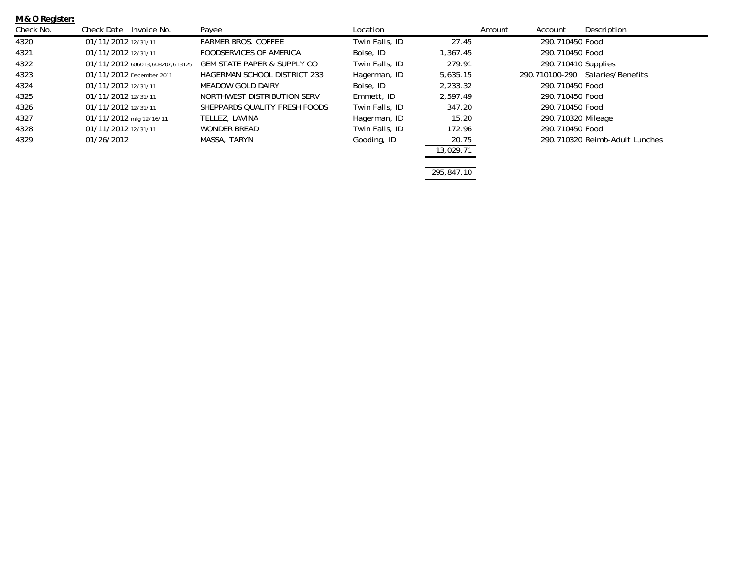**M & O Register:**

| Check No. | Check Date | Invoice No. | Payee | Location | Amount | Account | Description |
|---|---|---|---|---|---|---|---|
| 4320 | 01/11/2012 | 12/31/11 | FARMER BROS. COFFEE | Twin Falls, ID | 27.45 | 290.710450 | Food |
| 4321 | 01/11/2012 | 12/31/11 | FOODSERVICES OF AMERICA | Boise, ID | 1,367.45 | 290.710450 | Food |
| 4322 | 01/11/2012 | 606013,608207,613125 | GEM STATE PAPER & SUPPLY CO | Twin Falls, ID | 279.91 | 290.710410 | Supplies |
| 4323 | 01/11/2012 | December 2011 | HAGERMAN SCHOOL DISTRICT 233 | Hagerman, ID | 5,635.15 | 290.710100-290 | Salaries/Benefits |
| 4324 | 01/11/2012 | 12/31/11 | MEADOW GOLD DAIRY | Boise, ID | 2,233.32 | 290.710450 | Food |
| 4325 | 01/11/2012 | 12/31/11 | NORTHWEST DISTRIBUTION SERV | Emmett, ID | 2,597.49 | 290.710450 | Food |
| 4326 | 01/11/2012 | 12/31/11 | SHEPPARDS QUALITY FRESH FOODS | Twin Falls, ID | 347.20 | 290.710450 | Food |
| 4327 | 01/11/2012 | mlg 12/16/11 | TELLEZ, LAVINA | Hagerman, ID | 15.20 | 290.710320 | Mileage |
| 4328 | 01/11/2012 | 12/31/11 | WONDER BREAD | Twin Falls, ID | 172.96 | 290.710450 | Food |
| 4329 | 01/26/2012 | | MASSA, TARYN | Gooding, ID | 20.75 | 290.710320 | Reimb-Adult Lunches |
| | | | | | 13,029.71 | | |
| | | | | | 295,847.10 | | |